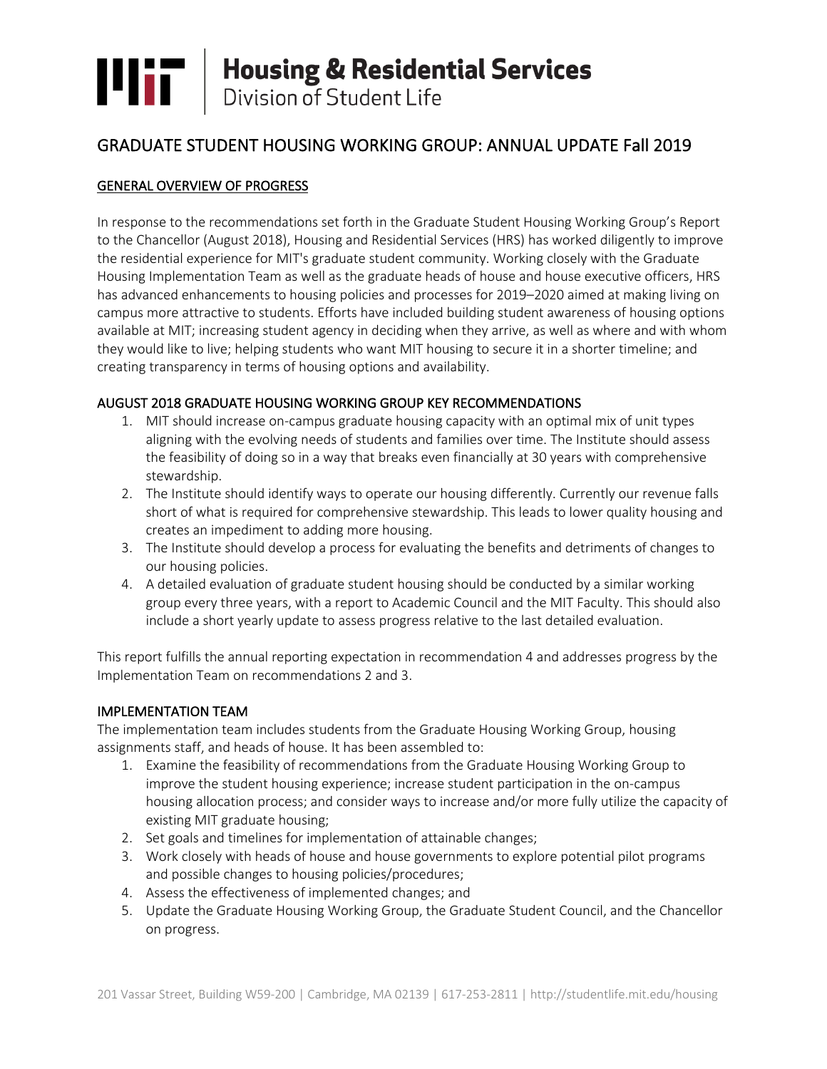# Housing & Residential Services

Division of Student Life

## GRADUATE STUDENT HOUSING WORKING GROUP: ANNUAL UPDATE Fall 2019

### GENERAL OVERVIEW OF PROGRESS

In response to the recommendations set forth in the Graduate Student Housing Working Group's Report to the Chancellor (August 2018), Housing and Residential Services (HRS) has worked diligently to improve the residential experience for MIT's graduate student community. Working closely with the Graduate Housing Implementation Team as well as the graduate heads of house and house executive officers, HRS has advanced enhancements to housing policies and processes for 2019–2020 aimed at making living on campus more attractive to students. Efforts have included building student awareness of housing options available at MIT; increasing student agency in deciding when they arrive, as well as where and with whom they would like to live; helping students who want MIT housing to secure it in a shorter timeline; and creating transparency in terms of housing options and availability.

### AUGUST 2018 GRADUATE HOUSING WORKING GROUP KEY RECOMMENDATIONS

1. MIT should increase on-campus graduate housing capacity with an optimal mix of unit types aligning with the evolving needs of students and families over time. The Institute should assess the feasibility of doing so in a way that breaks even financially at 30 years with comprehensive stewardship.
2. The Institute should identify ways to operate our housing differently. Currently our revenue falls short of what is required for comprehensive stewardship. This leads to lower quality housing and creates an impediment to adding more housing.
3. The Institute should develop a process for evaluating the benefits and detriments of changes to our housing policies.
4. A detailed evaluation of graduate student housing should be conducted by a similar working group every three years, with a report to Academic Council and the MIT Faculty. This should also include a short yearly update to assess progress relative to the last detailed evaluation.

This report fulfills the annual reporting expectation in recommendation 4 and addresses progress by the Implementation Team on recommendations 2 and 3.

### IMPLEMENTATION TEAM

The implementation team includes students from the Graduate Housing Working Group, housing assignments staff, and heads of house. It has been assembled to:

1. Examine the feasibility of recommendations from the Graduate Housing Working Group to improve the student housing experience; increase student participation in the on-campus housing allocation process; and consider ways to increase and/or more fully utilize the capacity of existing MIT graduate housing;
2. Set goals and timelines for implementation of attainable changes;
3. Work closely with heads of house and house governments to explore potential pilot programs and possible changes to housing policies/procedures;
4. Assess the effectiveness of implemented changes; and
5. Update the Graduate Housing Working Group, the Graduate Student Council, and the Chancellor on progress.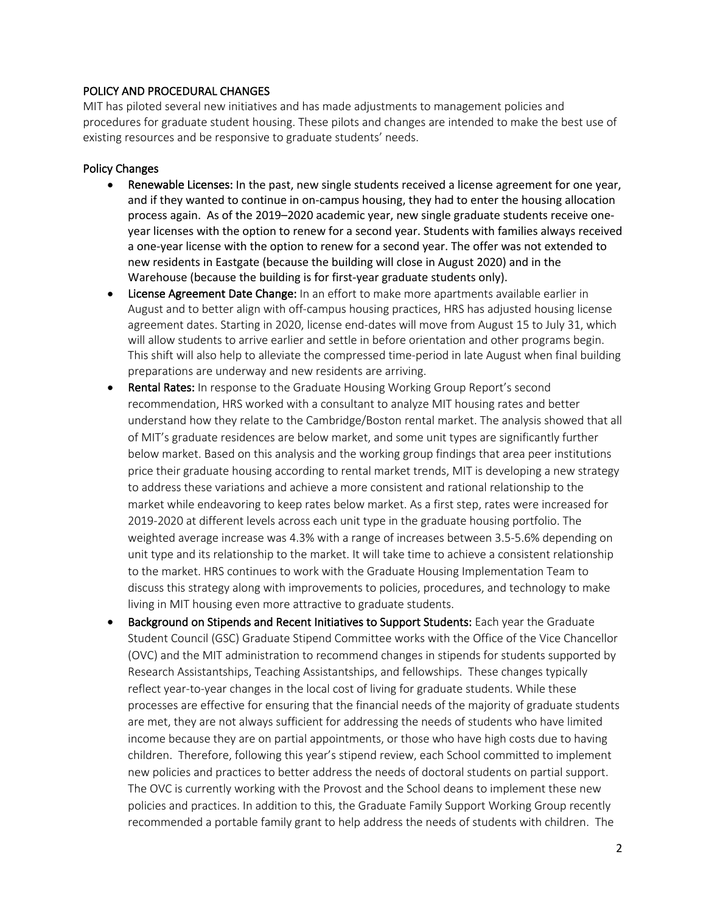## POLICY AND PROCEDURAL CHANGES

MIT has piloted several new initiatives and has made adjustments to management policies and procedures for graduate student housing. These pilots and changes are intended to make the best use of existing resources and be responsive to graduate students' needs.

### Policy Changes

- **Renewable Licenses:** In the past, new single students received a license agreement for one year, and if they wanted to continue in on-campus housing, they had to enter the housing allocation process again. As of the 2019–2020 academic year, new single graduate students receive one-year licenses with the option to renew for a second year. Students with families always received a one-year license with the option to renew for a second year. The offer was not extended to new residents in Eastgate (because the building will close in August 2020) and in the Warehouse (because the building is for first-year graduate students only).
- **License Agreement Date Change:** In an effort to make more apartments available earlier in August and to better align with off-campus housing practices, HRS has adjusted housing license agreement dates. Starting in 2020, license end-dates will move from August 15 to July 31, which will allow students to arrive earlier and settle in before orientation and other programs begin. This shift will also help to alleviate the compressed time-period in late August when final building preparations are underway and new residents are arriving.
- **Rental Rates:** In response to the Graduate Housing Working Group Report's second recommendation, HRS worked with a consultant to analyze MIT housing rates and better understand how they relate to the Cambridge/Boston rental market. The analysis showed that all of MIT's graduate residences are below market, and some unit types are significantly further below market. Based on this analysis and the working group findings that area peer institutions price their graduate housing according to rental market trends, MIT is developing a new strategy to address these variations and achieve a more consistent and rational relationship to the market while endeavoring to keep rates below market. As a first step, rates were increased for 2019-2020 at different levels across each unit type in the graduate housing portfolio. The weighted average increase was 4.3% with a range of increases between 3.5-5.6% depending on unit type and its relationship to the market. It will take time to achieve a consistent relationship to the market. HRS continues to work with the Graduate Housing Implementation Team to discuss this strategy along with improvements to policies, procedures, and technology to make living in MIT housing even more attractive to graduate students.
- **Background on Stipends and Recent Initiatives to Support Students:** Each year the Graduate Student Council (GSC) Graduate Stipend Committee works with the Office of the Vice Chancellor (OVC) and the MIT administration to recommend changes in stipends for students supported by Research Assistantships, Teaching Assistantships, and fellowships. These changes typically reflect year-to-year changes in the local cost of living for graduate students. While these processes are effective for ensuring that the financial needs of the majority of graduate students are met, they are not always sufficient for addressing the needs of students who have limited income because they are on partial appointments, or those who have high costs due to having children. Therefore, following this year's stipend review, each School committed to implement new policies and practices to better address the needs of doctoral students on partial support. The OVC is currently working with the Provost and the School deans to implement these new policies and practices. In addition to this, the Graduate Family Support Working Group recently recommended a portable family grant to help address the needs of students with children. The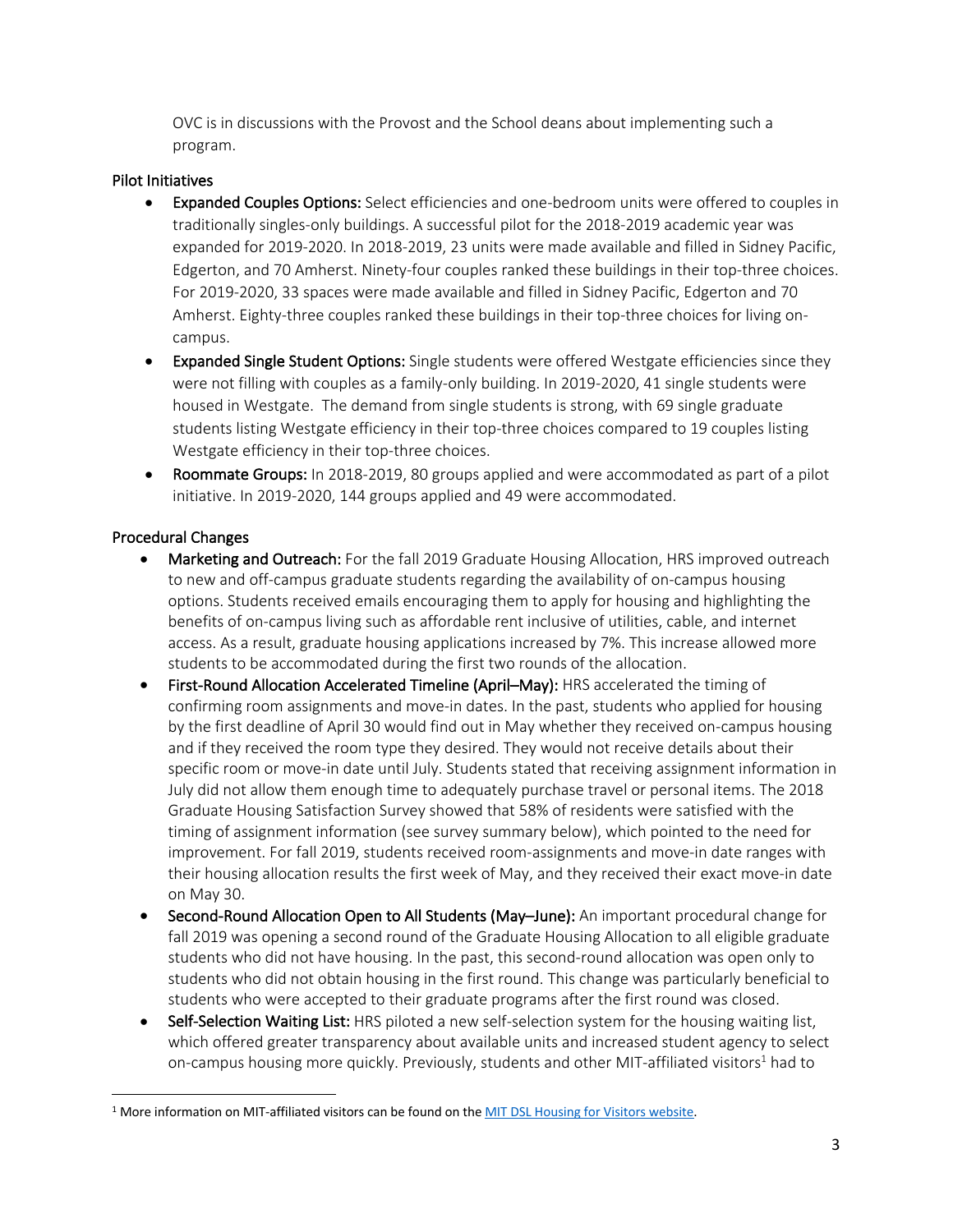OVC is in discussions with the Provost and the School deans about implementing such a program.

### Pilot Initiatives

- **Expanded Couples Options:** Select efficiencies and one-bedroom units were offered to couples in traditionally singles-only buildings. A successful pilot for the 2018-2019 academic year was expanded for 2019-2020. In 2018-2019, 23 units were made available and filled in Sidney Pacific, Edgerton, and 70 Amherst. Ninety-four couples ranked these buildings in their top-three choices. For 2019-2020, 33 spaces were made available and filled in Sidney Pacific, Edgerton and 70 Amherst. Eighty-three couples ranked these buildings in their top-three choices for living on-campus.
- **Expanded Single Student Options:** Single students were offered Westgate efficiencies since they were not filling with couples as a family-only building. In 2019-2020, 41 single students were housed in Westgate. The demand from single students is strong, with 69 single graduate students listing Westgate efficiency in their top-three choices compared to 19 couples listing Westgate efficiency in their top-three choices.
- **Roommate Groups:** In 2018-2019, 80 groups applied and were accommodated as part of a pilot initiative. In 2019-2020, 144 groups applied and 49 were accommodated.

### Procedural Changes

- **Marketing and Outreach:** For the fall 2019 Graduate Housing Allocation, HRS improved outreach to new and off-campus graduate students regarding the availability of on-campus housing options. Students received emails encouraging them to apply for housing and highlighting the benefits of on-campus living such as affordable rent inclusive of utilities, cable, and internet access. As a result, graduate housing applications increased by 7%. This increase allowed more students to be accommodated during the first two rounds of the allocation.
- **First-Round Allocation Accelerated Timeline (April–May):** HRS accelerated the timing of confirming room assignments and move-in dates. In the past, students who applied for housing by the first deadline of April 30 would find out in May whether they received on-campus housing and if they received the room type they desired. They would not receive details about their specific room or move-in date until July. Students stated that receiving assignment information in July did not allow them enough time to adequately purchase travel or personal items. The 2018 Graduate Housing Satisfaction Survey showed that 58% of residents were satisfied with the timing of assignment information (see survey summary below), which pointed to the need for improvement. For fall 2019, students received room-assignments and move-in date ranges with their housing allocation results the first week of May, and they received their exact move-in date on May 30.
- **Second-Round Allocation Open to All Students (May–June):** An important procedural change for fall 2019 was opening a second round of the Graduate Housing Allocation to all eligible graduate students who did not have housing. In the past, this second-round allocation was open only to students who did not obtain housing in the first round. This change was particularly beneficial to students who were accepted to their graduate programs after the first round was closed.
- **Self-Selection Waiting List:** HRS piloted a new self-selection system for the housing waiting list, which offered greater transparency about available units and increased student agency to select on-campus housing more quickly. Previously, students and other MIT-affiliated visitors[1] had to

[1] More information on MIT-affiliated visitors can be found on the MIT DSL Housing for Visitors website.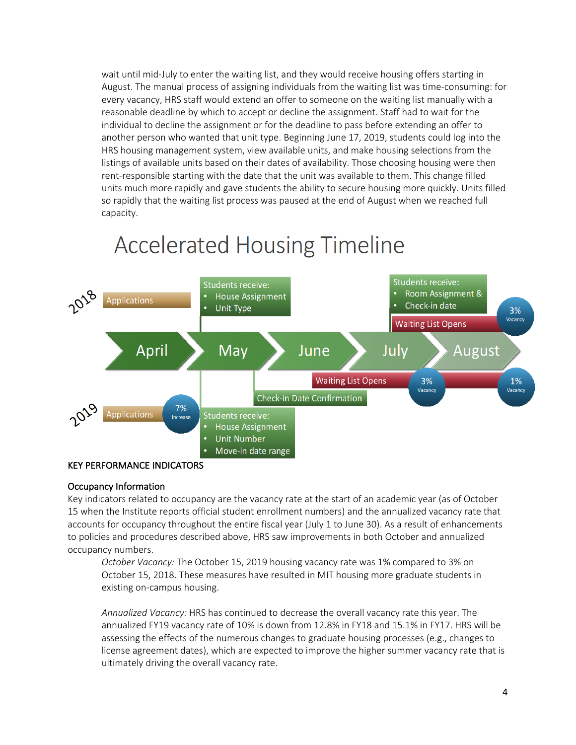wait until mid-July to enter the waiting list, and they would receive housing offers starting in August. The manual process of assigning individuals from the waiting list was time-consuming: for every vacancy, HRS staff would extend an offer to someone on the waiting list manually with a reasonable deadline by which to accept or decline the assignment. Staff had to wait for the individual to decline the assignment or for the deadline to pass before extending an offer to another person who wanted that unit type. Beginning June 17, 2019, students could log into the HRS housing management system, view available units, and make housing selections from the listings of available units based on their dates of availability. Those choosing housing were then rent-responsible starting with the date that the unit was available to them. This change filled units much more rapidly and gave students the ability to secure housing more quickly. Units filled so rapidly that the waiting list process was paused at the end of August when we reached full capacity.

## Accelerated Housing Timeline

April → May → June → July → August

**2018**
- Applications
- Students receive:
  - House Assignment
  - Unit Type
- Students receive:
  - Room Assignment &
  - Check-in date
- Waiting List Opens
- 3% Vacancy

**2019**
- Applications
- 7% Increase
- Students receive:
  - House Assignment
  - Unit Number
  - Move-in date range
- Check-in Date Confirmation
- Waiting List Opens
- 3% Vacancy
- 1% Vacancy

## KEY PERFORMANCE INDICATORS

### Occupancy Information

Key indicators related to occupancy are the vacancy rate at the start of an academic year (as of October 15 when the Institute reports official student enrollment numbers) and the annualized vacancy rate that accounts for occupancy throughout the entire fiscal year (July 1 to June 30). As a result of enhancements to policies and procedures described above, HRS saw improvements in both October and annualized occupancy numbers.

*October Vacancy:* The October 15, 2019 housing vacancy rate was 1% compared to 3% on October 15, 2018. These measures have resulted in MIT housing more graduate students in existing on-campus housing.

*Annualized Vacancy:* HRS has continued to decrease the overall vacancy rate this year. The annualized FY19 vacancy rate of 10% is down from 12.8% in FY18 and 15.1% in FY17. HRS will be assessing the effects of the numerous changes to graduate housing processes (e.g., changes to license agreement dates), which are expected to improve the higher summer vacancy rate that is ultimately driving the overall vacancy rate.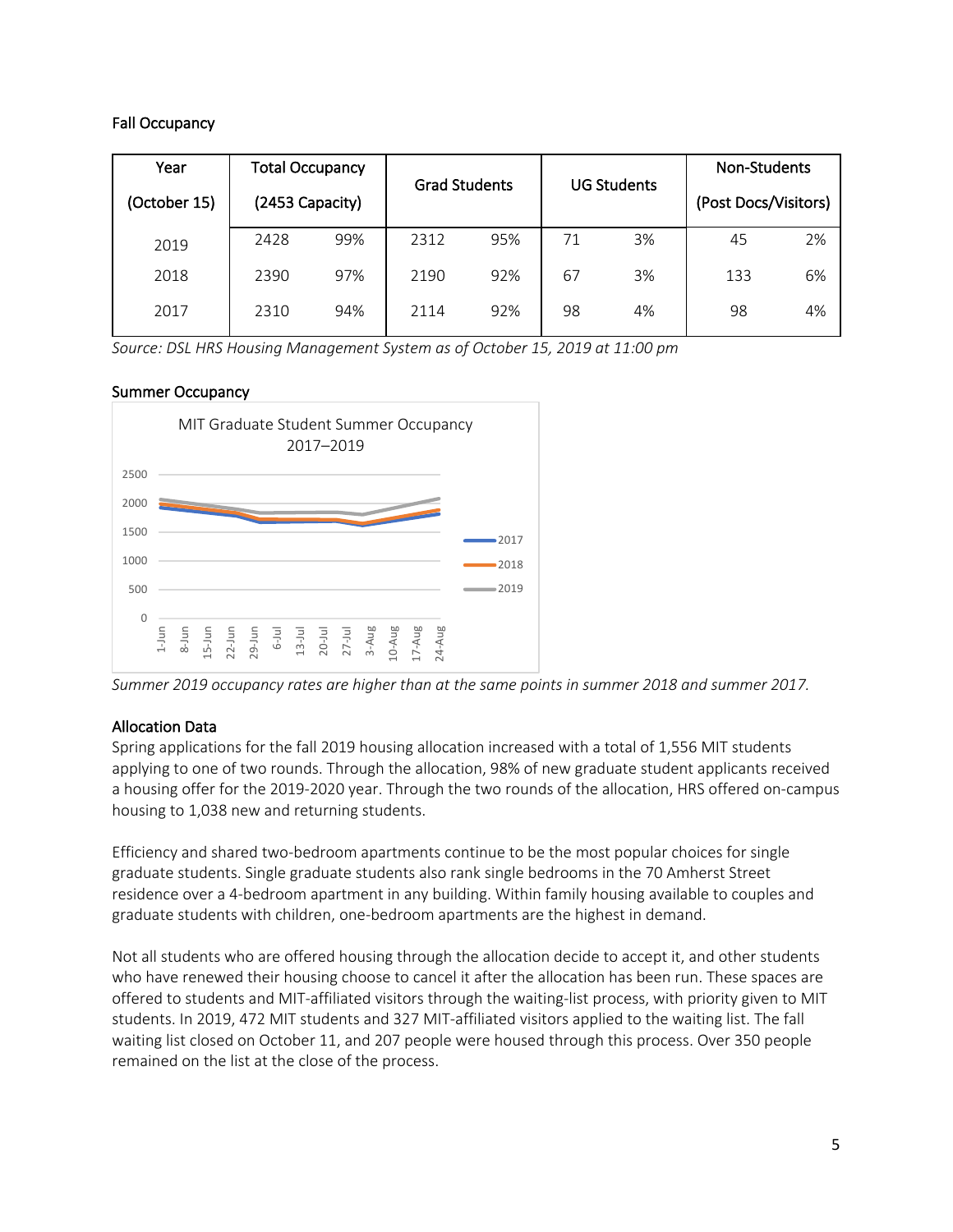### Fall Occupancy

| Year (October 15) | Total Occupancy (2453 Capacity) | | Grad Students | | UG Students | | Non-Students (Post Docs/Visitors) | |
|---|---|---|---|---|---|---|---|---|
| 2019 | 2428 | 99% | 2312 | 95% | 71 | 3% | 45 | 2% |
| 2018 | 2390 | 97% | 2190 | 92% | 67 | 3% | 133 | 6% |
| 2017 | 2310 | 94% | 2114 | 92% | 98 | 4% | 98 | 4% |

*Source: DSL HRS Housing Management System as of October 15, 2019 at 11:00 pm*

### Summer Occupancy

MIT Graduate Student Summer Occupancy 2017–2019

*Summer 2019 occupancy rates are higher than at the same points in summer 2018 and summer 2017.*

### Allocation Data

Spring applications for the fall 2019 housing allocation increased with a total of 1,556 MIT students applying to one of two rounds. Through the allocation, 98% of new graduate student applicants received a housing offer for the 2019-2020 year. Through the two rounds of the allocation, HRS offered on-campus housing to 1,038 new and returning students.

Efficiency and shared two-bedroom apartments continue to be the most popular choices for single graduate students. Single graduate students also rank single bedrooms in the 70 Amherst Street residence over a 4-bedroom apartment in any building. Within family housing available to couples and graduate students with children, one-bedroom apartments are the highest in demand.

Not all students who are offered housing through the allocation decide to accept it, and other students who have renewed their housing choose to cancel it after the allocation has been run. These spaces are offered to students and MIT-affiliated visitors through the waiting-list process, with priority given to MIT students. In 2019, 472 MIT students and 327 MIT-affiliated visitors applied to the waiting list. The fall waiting list closed on October 11, and 207 people were housed through this process. Over 350 people remained on the list at the close of the process.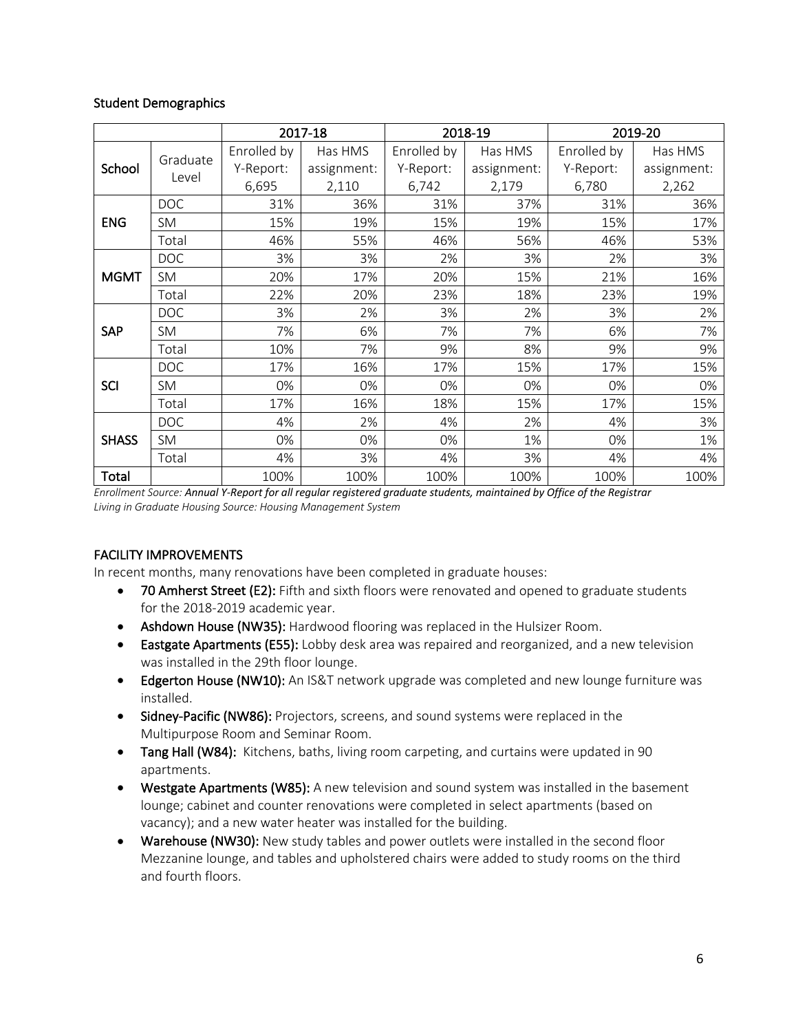### Student Demographics

| School | Graduate Level | 2017-18 | | 2018-19 | | 2019-20 | |
|---|---|---|---|---|---|---|---|
| | | Enrolled by Y-Report: 6,695 | Has HMS assignment: 2,110 | Enrolled by Y-Report: 6,742 | Has HMS assignment: 2,179 | Enrolled by Y-Report: 6,780 | Has HMS assignment: 2,262 |
| **ENG** | DOC | 31% | 36% | 31% | 37% | 31% | 36% |
| | SM | 15% | 19% | 15% | 19% | 15% | 17% |
| | Total | 46% | 55% | 46% | 56% | 46% | 53% |
| **MGMT** | DOC | 3% | 3% | 2% | 3% | 2% | 3% |
| | SM | 20% | 17% | 20% | 15% | 21% | 16% |
| | Total | 22% | 20% | 23% | 18% | 23% | 19% |
| **SAP** | DOC | 3% | 2% | 3% | 2% | 3% | 2% |
| | SM | 7% | 6% | 7% | 7% | 6% | 7% |
| | Total | 10% | 7% | 9% | 8% | 9% | 9% |
| **SCI** | DOC | 17% | 16% | 17% | 15% | 17% | 15% |
| | SM | 0% | 0% | 0% | 0% | 0% | 0% |
| | Total | 17% | 16% | 18% | 15% | 17% | 15% |
| **SHASS** | DOC | 4% | 2% | 4% | 2% | 4% | 3% |
| | SM | 0% | 0% | 0% | 1% | 0% | 1% |
| | Total | 4% | 3% | 4% | 3% | 4% | 4% |
| **Total** | | 100% | 100% | 100% | 100% | 100% | 100% |

*Enrollment Source: **Annual Y-Report for all regular registered graduate students, maintained by Office of the Registrar***
*Living in Graduate Housing Source: Housing Management System*

### FACILITY IMPROVEMENTS

In recent months, many renovations have been completed in graduate houses:

- **70 Amherst Street (E2):** Fifth and sixth floors were renovated and opened to graduate students for the 2018-2019 academic year.
- **Ashdown House (NW35):** Hardwood flooring was replaced in the Hulsizer Room.
- **Eastgate Apartments (E55):** Lobby desk area was repaired and reorganized, and a new television was installed in the 29th floor lounge.
- **Edgerton House (NW10):** An IS&T network upgrade was completed and new lounge furniture was installed.
- **Sidney-Pacific (NW86):** Projectors, screens, and sound systems were replaced in the Multipurpose Room and Seminar Room.
- **Tang Hall (W84):** Kitchens, baths, living room carpeting, and curtains were updated in 90 apartments.
- **Westgate Apartments (W85):** A new television and sound system was installed in the basement lounge; cabinet and counter renovations were completed in select apartments (based on vacancy); and a new water heater was installed for the building.
- **Warehouse (NW30):** New study tables and power outlets were installed in the second floor Mezzanine lounge, and tables and upholstered chairs were added to study rooms on the third and fourth floors.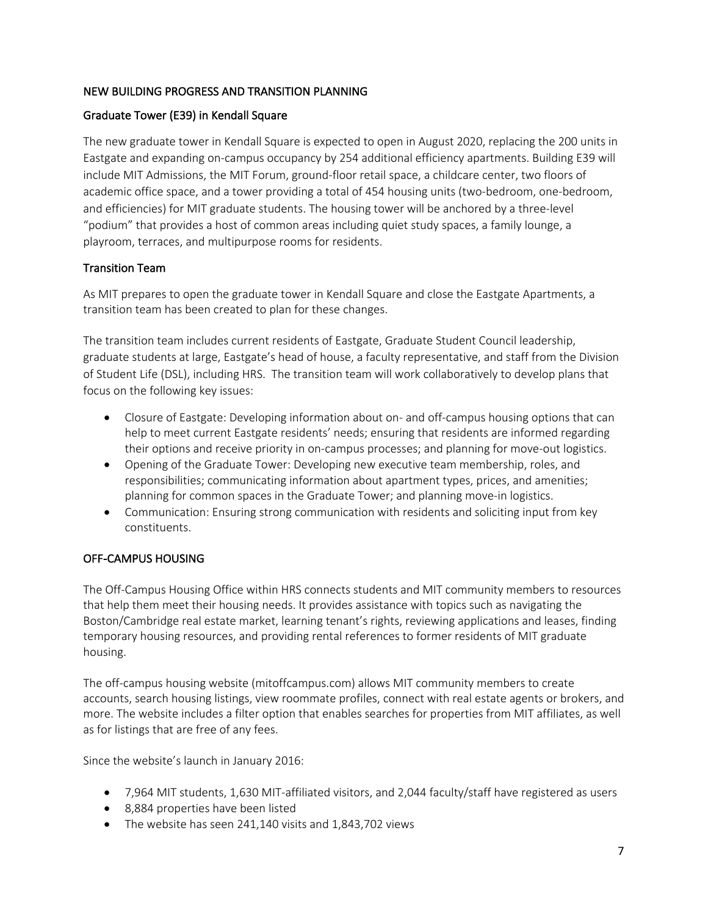## NEW BUILDING PROGRESS AND TRANSITION PLANNING

### Graduate Tower (E39) in Kendall Square

The new graduate tower in Kendall Square is expected to open in August 2020, replacing the 200 units in Eastgate and expanding on-campus occupancy by 254 additional efficiency apartments. Building E39 will include MIT Admissions, the MIT Forum, ground-floor retail space, a childcare center, two floors of academic office space, and a tower providing a total of 454 housing units (two-bedroom, one-bedroom, and efficiencies) for MIT graduate students. The housing tower will be anchored by a three-level "podium" that provides a host of common areas including quiet study spaces, a family lounge, a playroom, terraces, and multipurpose rooms for residents.

### Transition Team

As MIT prepares to open the graduate tower in Kendall Square and close the Eastgate Apartments, a transition team has been created to plan for these changes.

The transition team includes current residents of Eastgate, Graduate Student Council leadership, graduate students at large, Eastgate's head of house, a faculty representative, and staff from the Division of Student Life (DSL), including HRS. The transition team will work collaboratively to develop plans that focus on the following key issues:

- Closure of Eastgate: Developing information about on- and off-campus housing options that can help to meet current Eastgate residents' needs; ensuring that residents are informed regarding their options and receive priority in on-campus processes; and planning for move-out logistics.
- Opening of the Graduate Tower: Developing new executive team membership, roles, and responsibilities; communicating information about apartment types, prices, and amenities; planning for common spaces in the Graduate Tower; and planning move-in logistics.
- Communication: Ensuring strong communication with residents and soliciting input from key constituents.

## OFF-CAMPUS HOUSING

The Off-Campus Housing Office within HRS connects students and MIT community members to resources that help them meet their housing needs. It provides assistance with topics such as navigating the Boston/Cambridge real estate market, learning tenant's rights, reviewing applications and leases, finding temporary housing resources, and providing rental references to former residents of MIT graduate housing.

The off-campus housing website (mitoffcampus.com) allows MIT community members to create accounts, search housing listings, view roommate profiles, connect with real estate agents or brokers, and more. The website includes a filter option that enables searches for properties from MIT affiliates, as well as for listings that are free of any fees.

Since the website's launch in January 2016:

- 7,964 MIT students, 1,630 MIT-affiliated visitors, and 2,044 faculty/staff have registered as users
- 8,884 properties have been listed
- The website has seen 241,140 visits and 1,843,702 views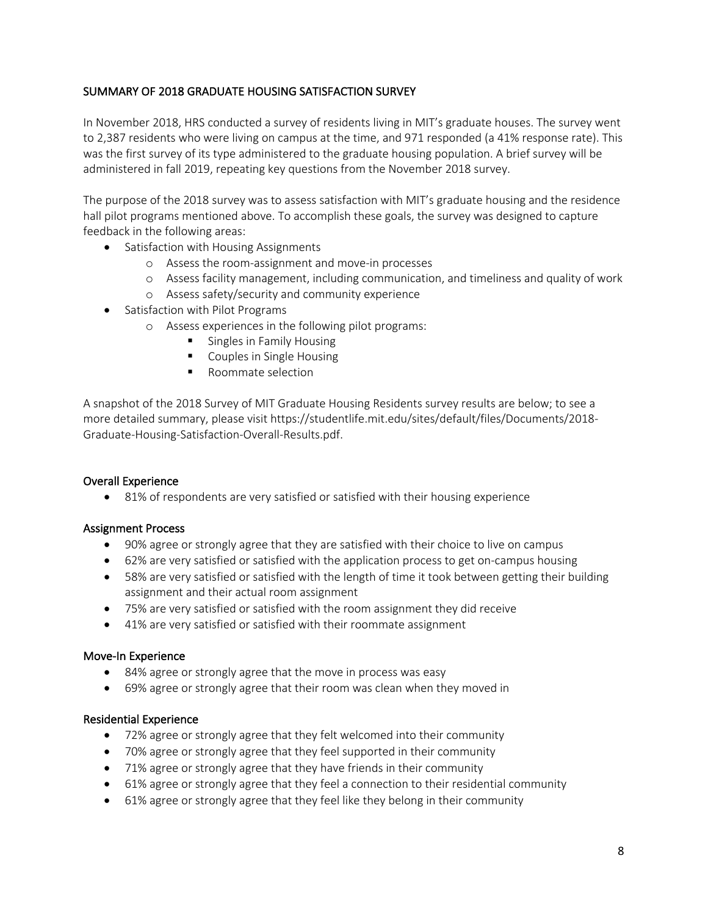## SUMMARY OF 2018 GRADUATE HOUSING SATISFACTION SURVEY

In November 2018, HRS conducted a survey of residents living in MIT's graduate houses. The survey went to 2,387 residents who were living on campus at the time, and 971 responded (a 41% response rate). This was the first survey of its type administered to the graduate housing population. A brief survey will be administered in fall 2019, repeating key questions from the November 2018 survey.

The purpose of the 2018 survey was to assess satisfaction with MIT's graduate housing and the residence hall pilot programs mentioned above. To accomplish these goals, the survey was designed to capture feedback in the following areas:

- Satisfaction with Housing Assignments
  - Assess the room-assignment and move-in processes
  - Assess facility management, including communication, and timeliness and quality of work
  - Assess safety/security and community experience
- Satisfaction with Pilot Programs
  - Assess experiences in the following pilot programs:
    - Singles in Family Housing
    - Couples in Single Housing
    - Roommate selection

A snapshot of the 2018 Survey of MIT Graduate Housing Residents survey results are below; to see a more detailed summary, please visit https://studentlife.mit.edu/sites/default/files/Documents/2018-Graduate-Housing-Satisfaction-Overall-Results.pdf.

### Overall Experience

- 81% of respondents are very satisfied or satisfied with their housing experience

### Assignment Process

- 90% agree or strongly agree that they are satisfied with their choice to live on campus
- 62% are very satisfied or satisfied with the application process to get on-campus housing
- 58% are very satisfied or satisfied with the length of time it took between getting their building assignment and their actual room assignment
- 75% are very satisfied or satisfied with the room assignment they did receive
- 41% are very satisfied or satisfied with their roommate assignment

### Move-In Experience

- 84% agree or strongly agree that the move in process was easy
- 69% agree or strongly agree that their room was clean when they moved in

### Residential Experience

- 72% agree or strongly agree that they felt welcomed into their community
- 70% agree or strongly agree that they feel supported in their community
- 71% agree or strongly agree that they have friends in their community
- 61% agree or strongly agree that they feel a connection to their residential community
- 61% agree or strongly agree that they feel like they belong in their community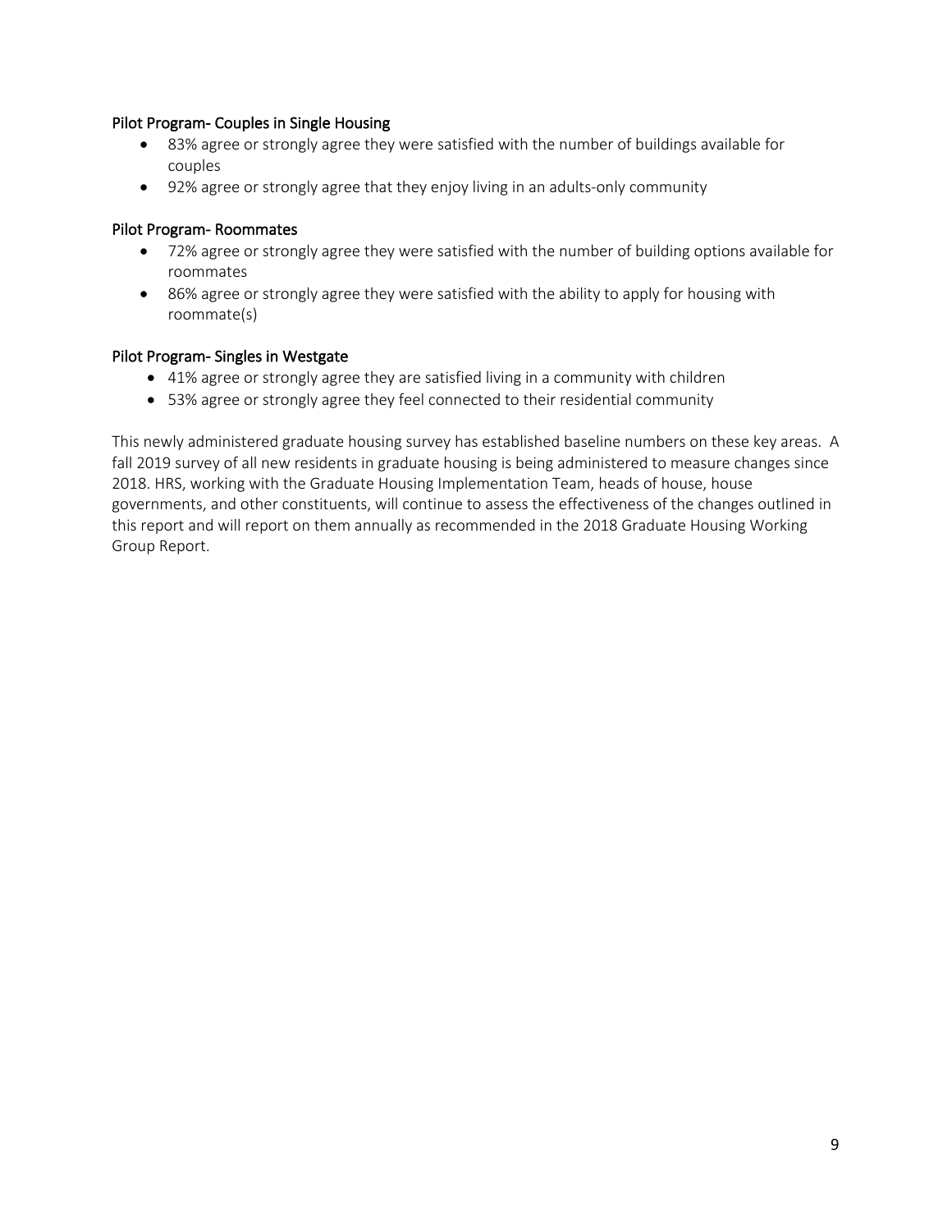### Pilot Program- Couples in Single Housing

- 83% agree or strongly agree they were satisfied with the number of buildings available for couples
- 92% agree or strongly agree that they enjoy living in an adults-only community

### Pilot Program- Roommates

- 72% agree or strongly agree they were satisfied with the number of building options available for roommates
- 86% agree or strongly agree they were satisfied with the ability to apply for housing with roommate(s)

### Pilot Program- Singles in Westgate

- 41% agree or strongly agree they are satisfied living in a community with children
- 53% agree or strongly agree they feel connected to their residential community

This newly administered graduate housing survey has established baseline numbers on these key areas. A fall 2019 survey of all new residents in graduate housing is being administered to measure changes since 2018. HRS, working with the Graduate Housing Implementation Team, heads of house, house governments, and other constituents, will continue to assess the effectiveness of the changes outlined in this report and will report on them annually as recommended in the 2018 Graduate Housing Working Group Report.